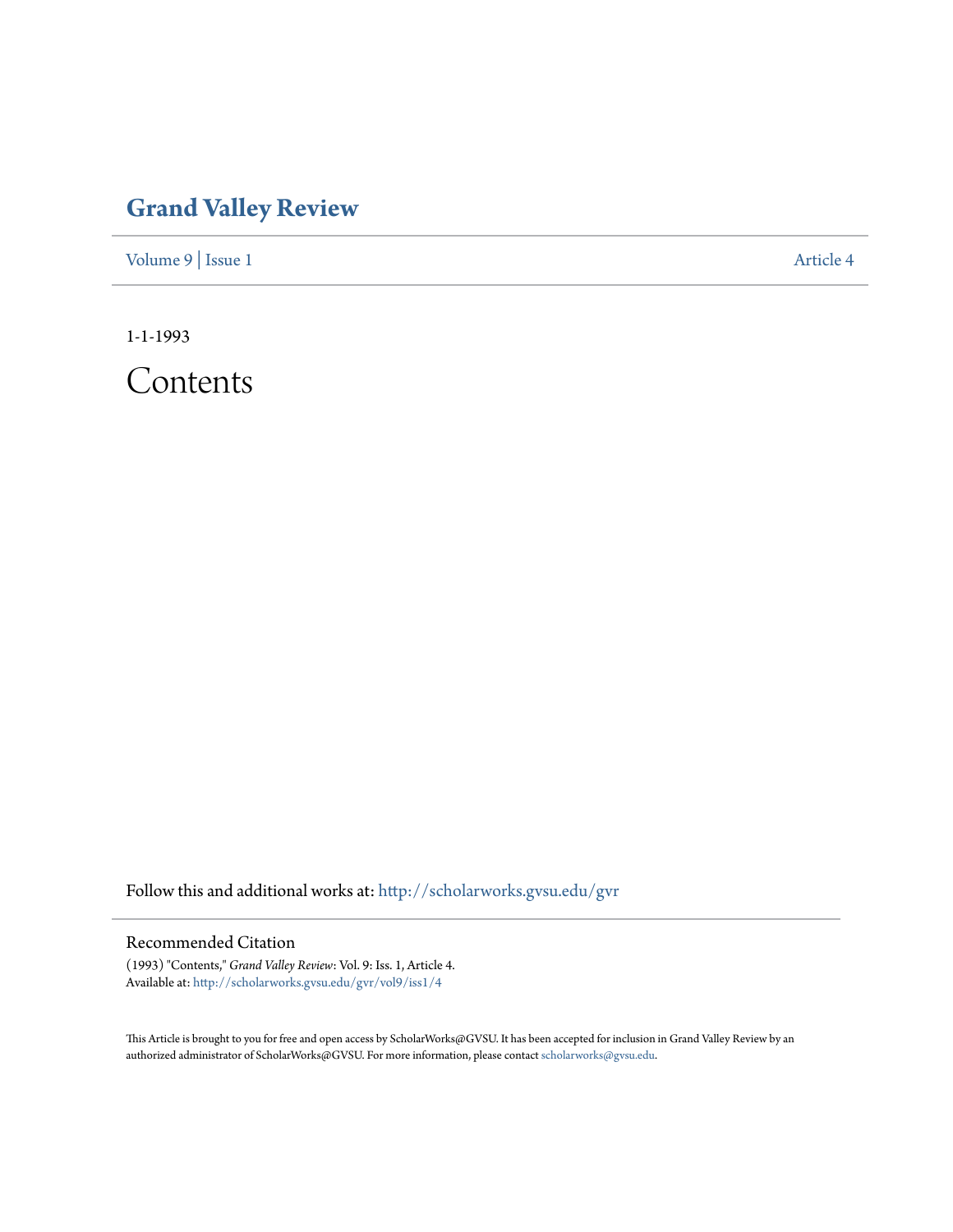# Grand Valley Review

Volume 9 | Issue 1 Article 4

1-1-1993

# Contents

Follow this and additional works at: http://scholarworks.gvsu.edu/gvr

## Recommended Citation

(1993) "Contents," *Grand Valley Review*: Vol. 9: Iss. 1, Article 4.
Available at: http://scholarworks.gvsu.edu/gvr/vol9/iss1/4

This Article is brought to you for free and open access by ScholarWorks@GVSU. It has been accepted for inclusion in Grand Valley Review by an authorized administrator of ScholarWorks@GVSU. For more information, please contact scholarworks@gvsu.edu.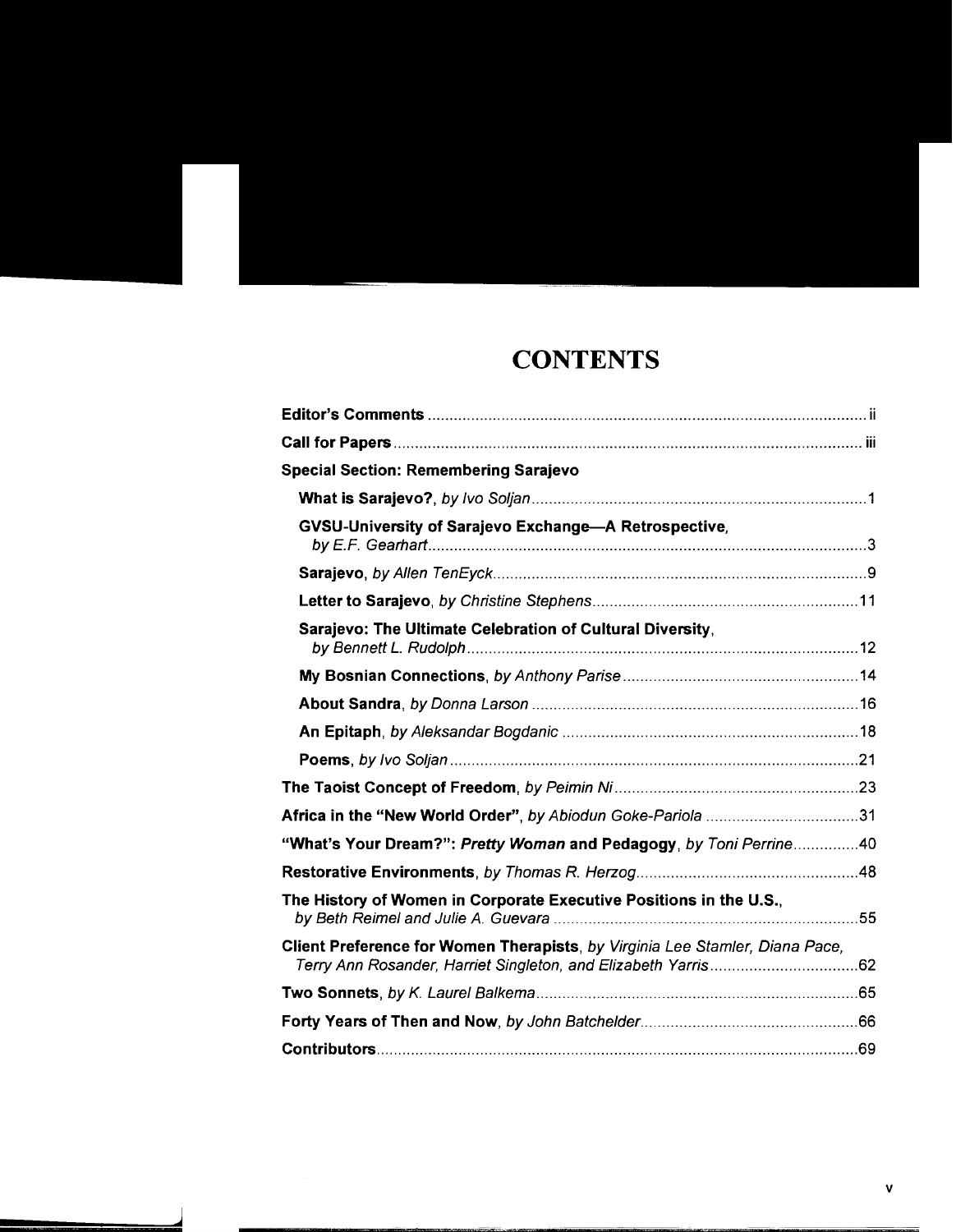# CONTENTS

**Editor's Comments** .................................................................................................... ii

**Call for Papers** .......................................................................................................... iii

**Special Section: Remembering Sarajevo**

- **What is Sarajevo?**, *by Ivo Soljan* .......................................................................... 1
- **GVSU-University of Sarajevo Exchange—A Retrospective,** *by E.F. Gearhart* ..................................................................................................... 3
- **Sarajevo**, *by Allen TenEyck* ..................................................................................... 9
- **Letter to Sarajevo**, *by Christine Stephens* ........................................................... 11
- **Sarajevo: The Ultimate Celebration of Cultural Diversity,** *by Bennett L. Rudolph* ......................................................................................... 12
- **My Bosnian Connections**, *by Anthony Parise* ..................................................... 14
- **About Sandra**, *by Donna Larson* .......................................................................... 16
- **An Epitaph**, *by Aleksandar Bogdanic* ................................................................... 18
- **Poems**, *by Ivo Soljan* ............................................................................................. 21

**The Taoist Concept of Freedom**, *by Peimin Ni* ........................................................ 23

**Africa in the "New World Order"**, *by Abiodun Goke-Pariola* .................................. 31

**"What's Your Dream?":** ***Pretty Woman*** **and Pedagogy**, *by Toni Perrine* ............... 40

**Restorative Environments**, *by Thomas R. Herzog* ................................................... 48

**The History of Women in Corporate Executive Positions in the U.S.,** *by Beth Reimel and Julie A. Guevara* ...................................................................... 55

**Client Preference for Women Therapists**, *by Virginia Lee Stamler, Diana Pace, Terry Ann Rosander, Harriet Singleton, and Elizabeth Yarris* ................................. 62

**Two Sonnets**, *by K. Laurel Balkema* ......................................................................... 65

**Forty Years of Then and Now**, *by John Batchelder* ................................................. 66

**Contributors** ............................................................................................................... 69